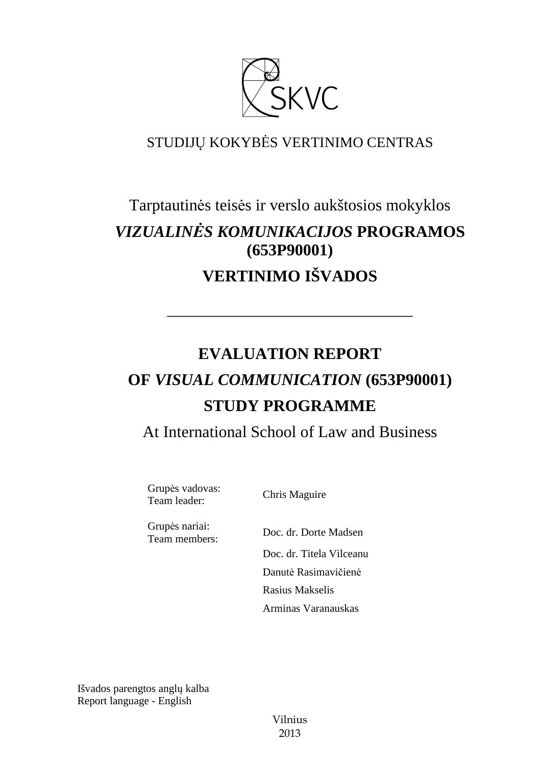SKVC

STUDIJŲ KOKYBĖS VERTINIMO CENTRAS

Tarptautinės teisės ir verslo aukštosios mokyklos

# *VIZUALINĖS KOMUNIKACIJOS* PROGRAMOS (653P90001)

# VERTINIMO IŠVADOS

---

# EVALUATION REPORT

# OF *VISUAL COMMUNICATION* (653P90001)

# STUDY PROGRAMME

At International School of Law and Business

| | |
|---|---|
| Grupės vadovas:<br>Team leader: | Chris Maguire |
| Grupės nariai:<br>Team members: | Doc. dr. Dorte Madsen |
| | Doc. dr. Titela Vilceanu |
| | Danutė Rasimavičienė |
| | Rasius Makselis |
| | Arminas Varanauskas |

Išvados parengtos anglų kalba
Report language - English

Vilnius
2013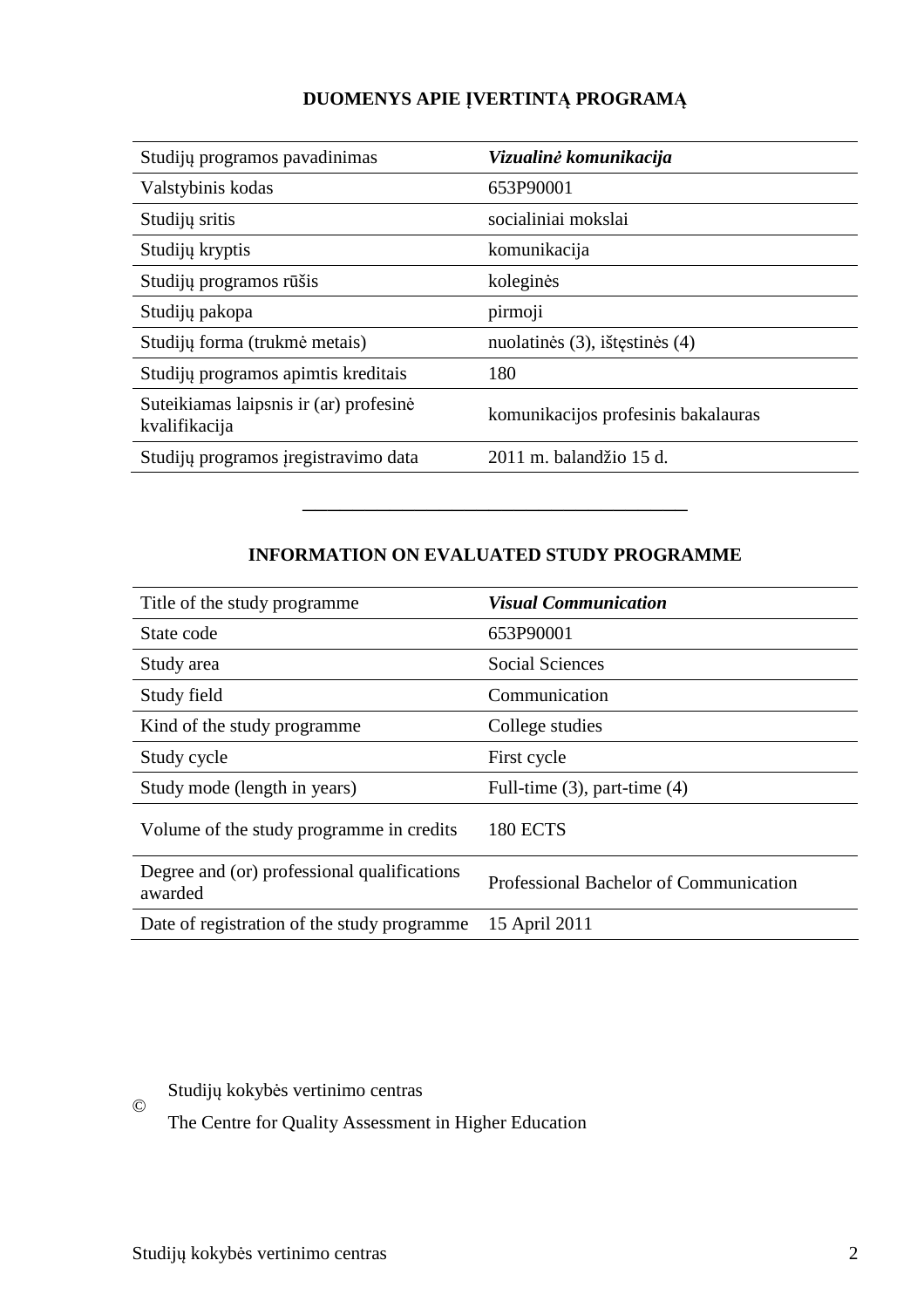## DUOMENYS APIE ĮVERTINTĄ PROGRAMĄ

| | |
|---|---|
| Studijų programos pavadinimas | ***Vizualinė komunikacija*** |
| Valstybinis kodas | 653P90001 |
| Studijų sritis | socialiniai mokslai |
| Studijų kryptis | komunikacija |
| Studijų programos rūšis | koleginės |
| Studijų pakopa | pirmoji |
| Studijų forma (trukmė metais) | nuolatinės (3), ištęstinės (4) |
| Studijų programos apimtis kreditais | 180 |
| Suteikiamas laipsnis ir (ar) profesinė kvalifikacija | komunikacijos profesinis bakalauras |
| Studijų programos įregistravimo data | 2011 m. balandžio 15 d. |

---

## INFORMATION ON EVALUATED STUDY PROGRAMME

| | |
|---|---|
| Title of the study programme | ***Visual Communication*** |
| State code | 653P90001 |
| Study area | Social Sciences |
| Study field | Communication |
| Kind of the study programme | College studies |
| Study cycle | First cycle |
| Study mode (length in years) | Full-time (3), part-time (4) |
| Volume of the study programme in credits | 180 ECTS |
| Degree and (or) professional qualifications awarded | Professional Bachelor of Communication |
| Date of registration of the study programme | 15 April 2011 |

© Studijų kokybės vertinimo centras

The Centre for Quality Assessment in Higher Education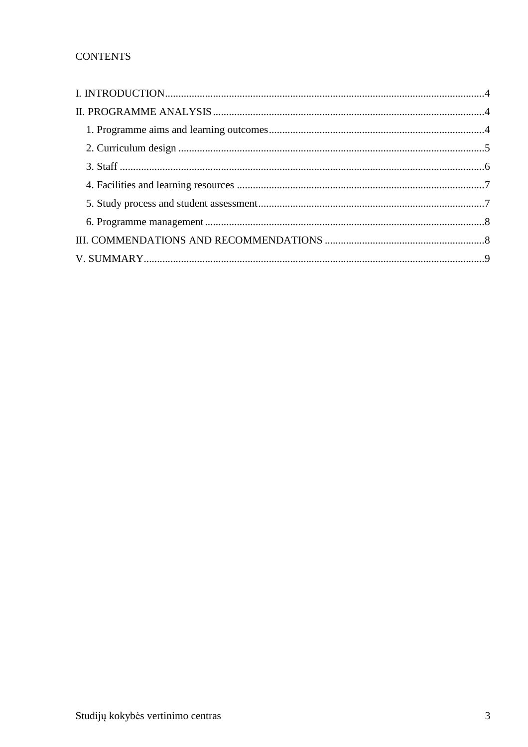CONTENTS

I. INTRODUCTION ........................................................................................................... 4

II. PROGRAMME ANALYSIS ............................................................................................ 4

   1. Programme aims and learning outcomes ..................................................................... 4

   2. Curriculum design ....................................................................................................... 5

   3. Staff ............................................................................................................................. 6

   4. Facilities and learning resources .................................................................................. 7

   5. Study process and student assessment ......................................................................... 7

   6. Programme management .............................................................................................. 8

III. COMMENDATIONS AND RECOMMENDATIONS ...................................................... 8

V. SUMMARY ..................................................................................................................... 9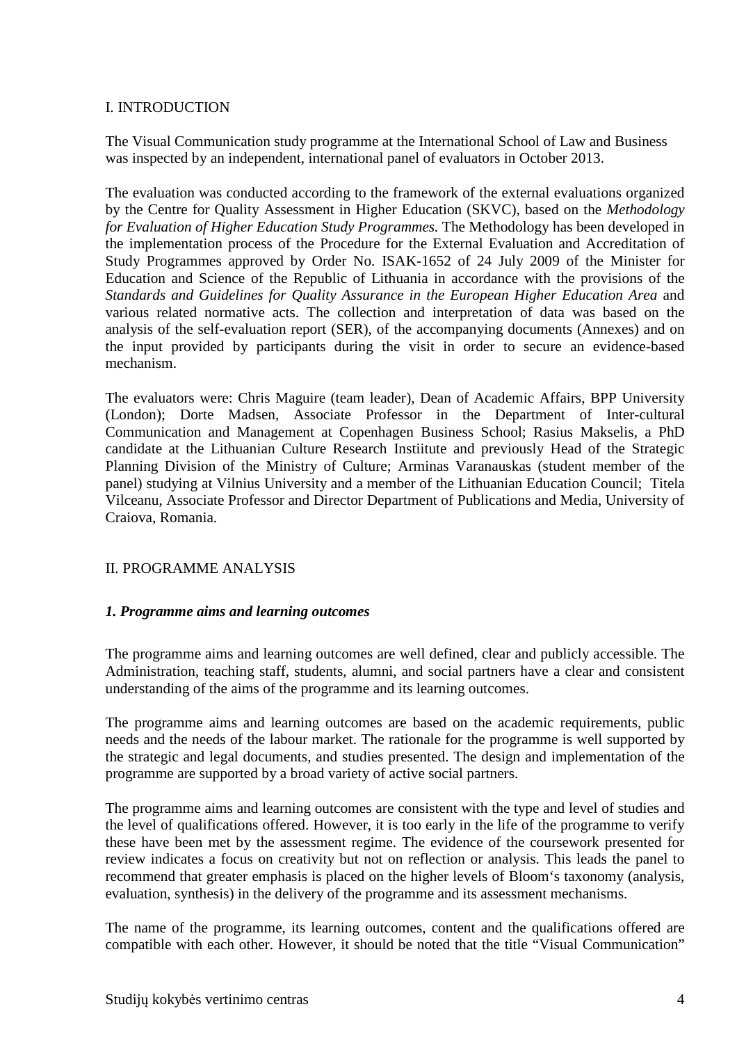## I. INTRODUCTION

The Visual Communication study programme at the International School of Law and Business was inspected by an independent, international panel of evaluators in October 2013.

The evaluation was conducted according to the framework of the external evaluations organized by the Centre for Quality Assessment in Higher Education (SKVC), based on the *Methodology for Evaluation of Higher Education Study Programmes*. The Methodology has been developed in the implementation process of the Procedure for the External Evaluation and Accreditation of Study Programmes approved by Order No. ISAK-1652 of 24 July 2009 of the Minister for Education and Science of the Republic of Lithuania in accordance with the provisions of the *Standards and Guidelines for Quality Assurance in the European Higher Education Area* and various related normative acts. The collection and interpretation of data was based on the analysis of the self-evaluation report (SER), of the accompanying documents (Annexes) and on the input provided by participants during the visit in order to secure an evidence-based mechanism.

The evaluators were: Chris Maguire (team leader), Dean of Academic Affairs, BPP University (London); Dorte Madsen, Associate Professor in the Department of Inter-cultural Communication and Management at Copenhagen Business School; Rasius Makselis, a PhD candidate at the Lithuanian Culture Research Instiitute and previously Head of the Strategic Planning Division of the Ministry of Culture; Arminas Varanauskas (student member of the panel) studying at Vilnius University and a member of the Lithuanian Education Council; Titela Vilceanu, Associate Professor and Director Department of Publications and Media, University of Craiova, Romania.

## II. PROGRAMME ANALYSIS

### *1. Programme aims and learning outcomes*

The programme aims and learning outcomes are well defined, clear and publicly accessible. The Administration, teaching staff, students, alumni, and social partners have a clear and consistent understanding of the aims of the programme and its learning outcomes.

The programme aims and learning outcomes are based on the academic requirements, public needs and the needs of the labour market. The rationale for the programme is well supported by the strategic and legal documents, and studies presented. The design and implementation of the programme are supported by a broad variety of active social partners.

The programme aims and learning outcomes are consistent with the type and level of studies and the level of qualifications offered. However, it is too early in the life of the programme to verify these have been met by the assessment regime. The evidence of the coursework presented for review indicates a focus on creativity but not on reflection or analysis. This leads the panel to recommend that greater emphasis is placed on the higher levels of Bloom‘s taxonomy (analysis, evaluation, synthesis) in the delivery of the programme and its assessment mechanisms.

The name of the programme, its learning outcomes, content and the qualifications offered are compatible with each other. However, it should be noted that the title “Visual Communication”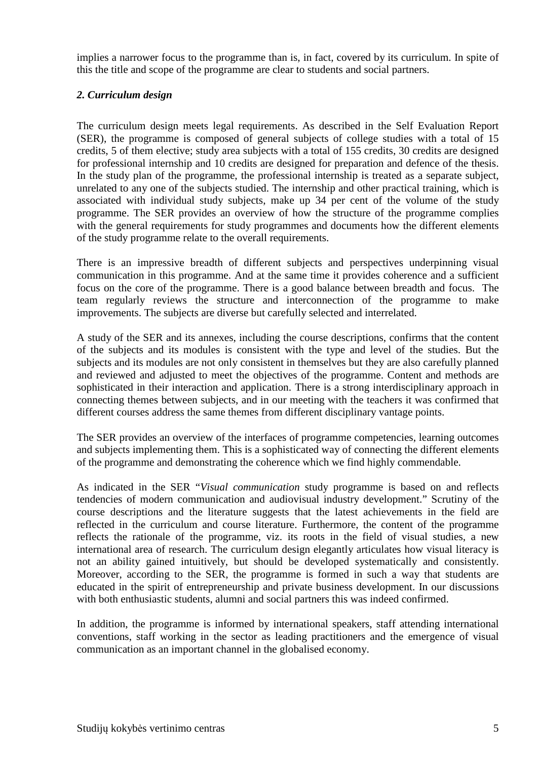implies a narrower focus to the programme than is, in fact, covered by its curriculum. In spite of this the title and scope of the programme are clear to students and social partners.

***2. Curriculum design***

The curriculum design meets legal requirements. As described in the Self Evaluation Report (SER), the programme is composed of general subjects of college studies with a total of 15 credits, 5 of them elective; study area subjects with a total of 155 credits, 30 credits are designed for professional internship and 10 credits are designed for preparation and defence of the thesis. In the study plan of the programme, the professional internship is treated as a separate subject, unrelated to any one of the subjects studied. The internship and other practical training, which is associated with individual study subjects, make up 34 per cent of the volume of the study programme. The SER provides an overview of how the structure of the programme complies with the general requirements for study programmes and documents how the different elements of the study programme relate to the overall requirements.

There is an impressive breadth of different subjects and perspectives underpinning visual communication in this programme. And at the same time it provides coherence and a sufficient focus on the core of the programme. There is a good balance between breadth and focus. The team regularly reviews the structure and interconnection of the programme to make improvements. The subjects are diverse but carefully selected and interrelated.

A study of the SER and its annexes, including the course descriptions, confirms that the content of the subjects and its modules is consistent with the type and level of the studies. But the subjects and its modules are not only consistent in themselves but they are also carefully planned and reviewed and adjusted to meet the objectives of the programme. Content and methods are sophisticated in their interaction and application. There is a strong interdisciplinary approach in connecting themes between subjects, and in our meeting with the teachers it was confirmed that different courses address the same themes from different disciplinary vantage points.

The SER provides an overview of the interfaces of programme competencies, learning outcomes and subjects implementing them. This is a sophisticated way of connecting the different elements of the programme and demonstrating the coherence which we find highly commendable.

As indicated in the SER "*Visual communication* study programme is based on and reflects tendencies of modern communication and audiovisual industry development." Scrutiny of the course descriptions and the literature suggests that the latest achievements in the field are reflected in the curriculum and course literature. Furthermore, the content of the programme reflects the rationale of the programme, viz. its roots in the field of visual studies, a new international area of research. The curriculum design elegantly articulates how visual literacy is not an ability gained intuitively, but should be developed systematically and consistently. Moreover, according to the SER, the programme is formed in such a way that students are educated in the spirit of entrepreneurship and private business development. In our discussions with both enthusiastic students, alumni and social partners this was indeed confirmed.

In addition, the programme is informed by international speakers, staff attending international conventions, staff working in the sector as leading practitioners and the emergence of visual communication as an important channel in the globalised economy.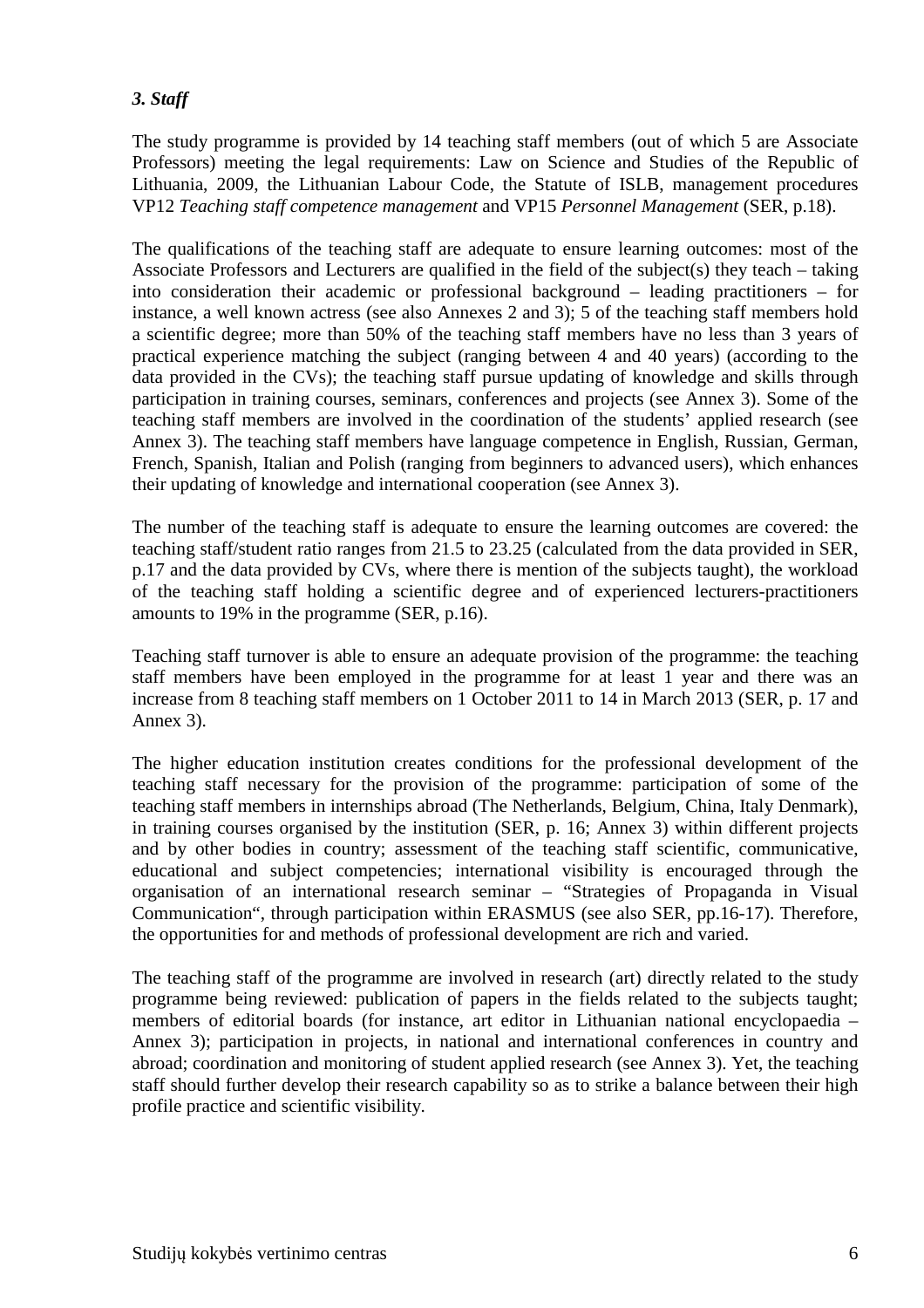### *3. Staff*

The study programme is provided by 14 teaching staff members (out of which 5 are Associate Professors) meeting the legal requirements: Law on Science and Studies of the Republic of Lithuania, 2009, the Lithuanian Labour Code, the Statute of ISLB, management procedures VP12 *Teaching staff competence management* and VP15 *Personnel Management* (SER, p.18).

The qualifications of the teaching staff are adequate to ensure learning outcomes: most of the Associate Professors and Lecturers are qualified in the field of the subject(s) they teach – taking into consideration their academic or professional background – leading practitioners – for instance, a well known actress (see also Annexes 2 and 3); 5 of the teaching staff members hold a scientific degree; more than 50% of the teaching staff members have no less than 3 years of practical experience matching the subject (ranging between 4 and 40 years) (according to the data provided in the CVs); the teaching staff pursue updating of knowledge and skills through participation in training courses, seminars, conferences and projects (see Annex 3). Some of the teaching staff members are involved in the coordination of the students' applied research (see Annex 3). The teaching staff members have language competence in English, Russian, German, French, Spanish, Italian and Polish (ranging from beginners to advanced users), which enhances their updating of knowledge and international cooperation (see Annex 3).

The number of the teaching staff is adequate to ensure the learning outcomes are covered: the teaching staff/student ratio ranges from 21.5 to 23.25 (calculated from the data provided in SER, p.17 and the data provided by CVs, where there is mention of the subjects taught), the workload of the teaching staff holding a scientific degree and of experienced lecturers-practitioners amounts to 19% in the programme (SER, p.16).

Teaching staff turnover is able to ensure an adequate provision of the programme: the teaching staff members have been employed in the programme for at least 1 year and there was an increase from 8 teaching staff members on 1 October 2011 to 14 in March 2013 (SER, p. 17 and Annex 3).

The higher education institution creates conditions for the professional development of the teaching staff necessary for the provision of the programme: participation of some of the teaching staff members in internships abroad (The Netherlands, Belgium, China, Italy Denmark), in training courses organised by the institution (SER, p. 16; Annex 3) within different projects and by other bodies in country; assessment of the teaching staff scientific, communicative, educational and subject competencies; international visibility is encouraged through the organisation of an international research seminar – "Strategies of Propaganda in Visual Communication", through participation within ERASMUS (see also SER, pp.16-17). Therefore, the opportunities for and methods of professional development are rich and varied.

The teaching staff of the programme are involved in research (art) directly related to the study programme being reviewed: publication of papers in the fields related to the subjects taught; members of editorial boards (for instance, art editor in Lithuanian national encyclopaedia – Annex 3); participation in projects, in national and international conferences in country and abroad; coordination and monitoring of student applied research (see Annex 3). Yet, the teaching staff should further develop their research capability so as to strike a balance between their high profile practice and scientific visibility.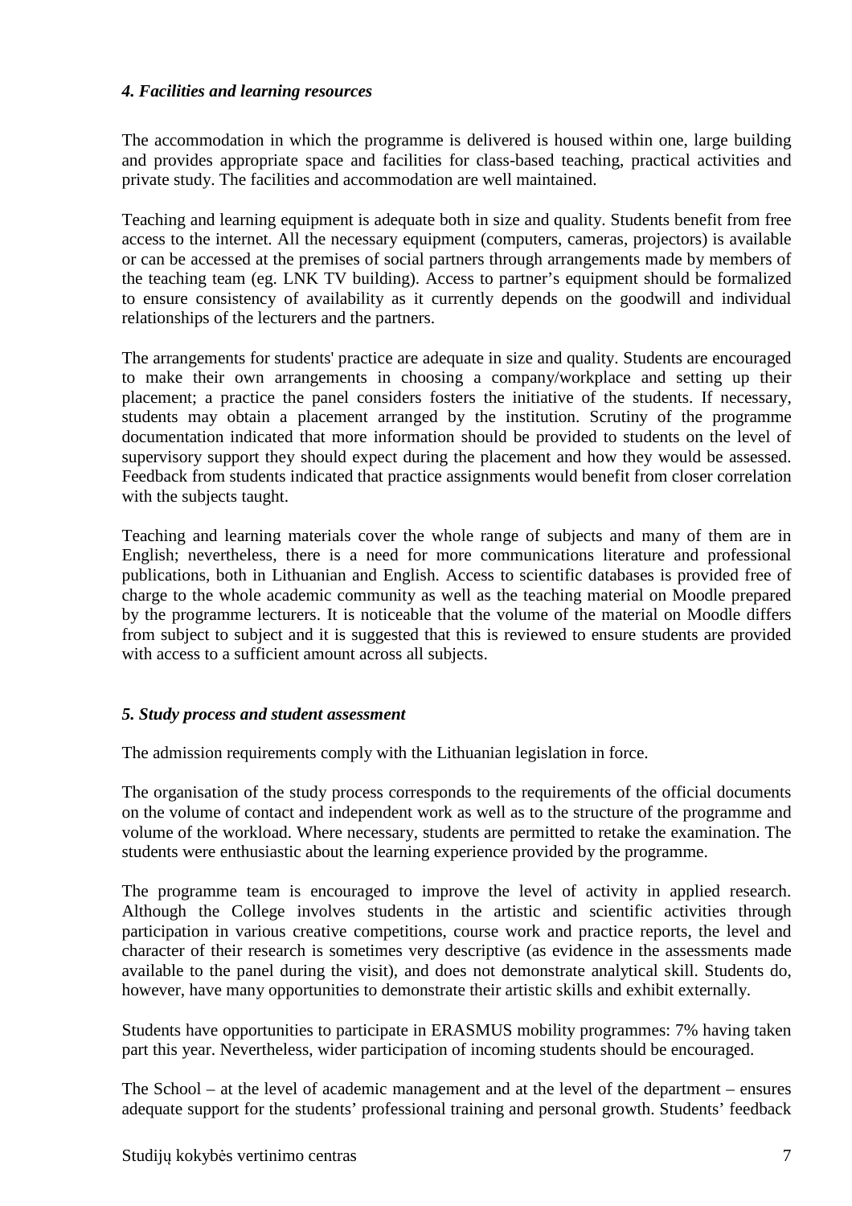### *4. Facilities and learning resources*

The accommodation in which the programme is delivered is housed within one, large building and provides appropriate space and facilities for class-based teaching, practical activities and private study. The facilities and accommodation are well maintained.

Teaching and learning equipment is adequate both in size and quality. Students benefit from free access to the internet. All the necessary equipment (computers, cameras, projectors) is available or can be accessed at the premises of social partners through arrangements made by members of the teaching team (eg. LNK TV building). Access to partner's equipment should be formalized to ensure consistency of availability as it currently depends on the goodwill and individual relationships of the lecturers and the partners.

The arrangements for students' practice are adequate in size and quality. Students are encouraged to make their own arrangements in choosing a company/workplace and setting up their placement; a practice the panel considers fosters the initiative of the students. If necessary, students may obtain a placement arranged by the institution. Scrutiny of the programme documentation indicated that more information should be provided to students on the level of supervisory support they should expect during the placement and how they would be assessed. Feedback from students indicated that practice assignments would benefit from closer correlation with the subjects taught.

Teaching and learning materials cover the whole range of subjects and many of them are in English; nevertheless, there is a need for more communications literature and professional publications, both in Lithuanian and English. Access to scientific databases is provided free of charge to the whole academic community as well as the teaching material on Moodle prepared by the programme lecturers. It is noticeable that the volume of the material on Moodle differs from subject to subject and it is suggested that this is reviewed to ensure students are provided with access to a sufficient amount across all subjects.

### *5. Study process and student assessment*

The admission requirements comply with the Lithuanian legislation in force.

The organisation of the study process corresponds to the requirements of the official documents on the volume of contact and independent work as well as to the structure of the programme and volume of the workload. Where necessary, students are permitted to retake the examination. The students were enthusiastic about the learning experience provided by the programme.

The programme team is encouraged to improve the level of activity in applied research. Although the College involves students in the artistic and scientific activities through participation in various creative competitions, course work and practice reports, the level and character of their research is sometimes very descriptive (as evidence in the assessments made available to the panel during the visit), and does not demonstrate analytical skill. Students do, however, have many opportunities to demonstrate their artistic skills and exhibit externally.

Students have opportunities to participate in ERASMUS mobility programmes: 7% having taken part this year. Nevertheless, wider participation of incoming students should be encouraged.

The School – at the level of academic management and at the level of the department – ensures adequate support for the students' professional training and personal growth. Students' feedback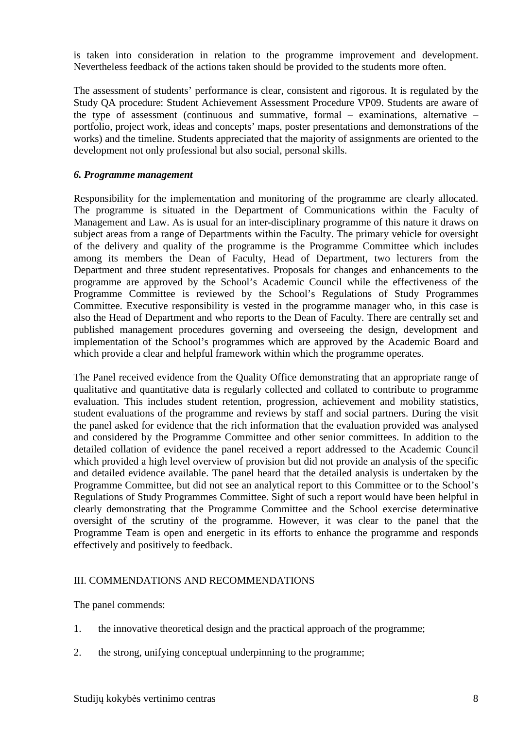is taken into consideration in relation to the programme improvement and development. Nevertheless feedback of the actions taken should be provided to the students more often.

The assessment of students' performance is clear, consistent and rigorous. It is regulated by the Study QA procedure: Student Achievement Assessment Procedure VP09. Students are aware of the type of assessment (continuous and summative, formal – examinations, alternative – portfolio, project work, ideas and concepts' maps, poster presentations and demonstrations of the works) and the timeline. Students appreciated that the majority of assignments are oriented to the development not only professional but also social, personal skills.

### *6. Programme management*

Responsibility for the implementation and monitoring of the programme are clearly allocated. The programme is situated in the Department of Communications within the Faculty of Management and Law. As is usual for an inter-disciplinary programme of this nature it draws on subject areas from a range of Departments within the Faculty. The primary vehicle for oversight of the delivery and quality of the programme is the Programme Committee which includes among its members the Dean of Faculty, Head of Department, two lecturers from the Department and three student representatives. Proposals for changes and enhancements to the programme are approved by the School's Academic Council while the effectiveness of the Programme Committee is reviewed by the School's Regulations of Study Programmes Committee. Executive responsibility is vested in the programme manager who, in this case is also the Head of Department and who reports to the Dean of Faculty. There are centrally set and published management procedures governing and overseeing the design, development and implementation of the School's programmes which are approved by the Academic Board and which provide a clear and helpful framework within which the programme operates.

The Panel received evidence from the Quality Office demonstrating that an appropriate range of qualitative and quantitative data is regularly collected and collated to contribute to programme evaluation. This includes student retention, progression, achievement and mobility statistics, student evaluations of the programme and reviews by staff and social partners. During the visit the panel asked for evidence that the rich information that the evaluation provided was analysed and considered by the Programme Committee and other senior committees. In addition to the detailed collation of evidence the panel received a report addressed to the Academic Council which provided a high level overview of provision but did not provide an analysis of the specific and detailed evidence available. The panel heard that the detailed analysis is undertaken by the Programme Committee, but did not see an analytical report to this Committee or to the School's Regulations of Study Programmes Committee. Sight of such a report would have been helpful in clearly demonstrating that the Programme Committee and the School exercise determinative oversight of the scrutiny of the programme. However, it was clear to the panel that the Programme Team is open and energetic in its efforts to enhance the programme and responds effectively and positively to feedback.

## III. COMMENDATIONS AND RECOMMENDATIONS

The panel commends:

1. the innovative theoretical design and the practical approach of the programme;
2. the strong, unifying conceptual underpinning to the programme;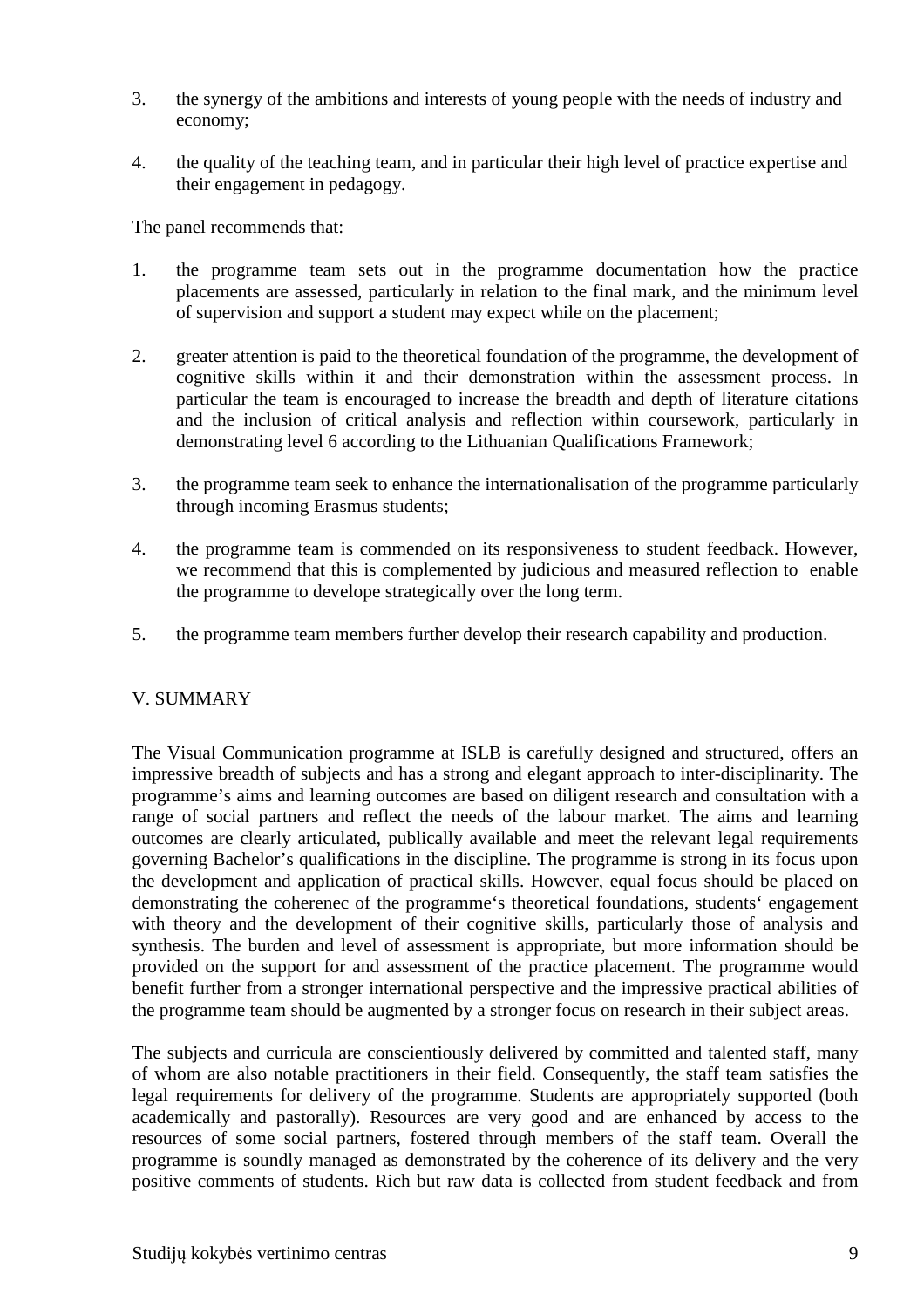3. the synergy of the ambitions and interests of young people with the needs of industry and economy;

4. the quality of the teaching team, and in particular their high level of practice expertise and their engagement in pedagogy.

The panel recommends that:

1. the programme team sets out in the programme documentation how the practice placements are assessed, particularly in relation to the final mark, and the minimum level of supervision and support a student may expect while on the placement;

2. greater attention is paid to the theoretical foundation of the programme, the development of cognitive skills within it and their demonstration within the assessment process. In particular the team is encouraged to increase the breadth and depth of literature citations and the inclusion of critical analysis and reflection within coursework, particularly in demonstrating level 6 according to the Lithuanian Qualifications Framework;

3. the programme team seek to enhance the internationalisation of the programme particularly through incoming Erasmus students;

4. the programme team is commended on its responsiveness to student feedback. However, we recommend that this is complemented by judicious and measured reflection to enable the programme to develope strategically over the long term.

5. the programme team members further develop their research capability and production.

## V. SUMMARY

The Visual Communication programme at ISLB is carefully designed and structured, offers an impressive breadth of subjects and has a strong and elegant approach to inter-disciplinarity. The programme's aims and learning outcomes are based on diligent research and consultation with a range of social partners and reflect the needs of the labour market. The aims and learning outcomes are clearly articulated, publically available and meet the relevant legal requirements governing Bachelor's qualifications in the discipline. The programme is strong in its focus upon the development and application of practical skills. However, equal focus should be placed on demonstrating the coherenec of the programme's theoretical foundations, students' engagement with theory and the development of their cognitive skills, particularly those of analysis and synthesis. The burden and level of assessment is appropriate, but more information should be provided on the support for and assessment of the practice placement. The programme would benefit further from a stronger international perspective and the impressive practical abilities of the programme team should be augmented by a stronger focus on research in their subject areas.

The subjects and curricula are conscientiously delivered by committed and talented staff, many of whom are also notable practitioners in their field. Consequently, the staff team satisfies the legal requirements for delivery of the programme. Students are appropriately supported (both academically and pastorally). Resources are very good and are enhanced by access to the resources of some social partners, fostered through members of the staff team. Overall the programme is soundly managed as demonstrated by the coherence of its delivery and the very positive comments of students. Rich but raw data is collected from student feedback and from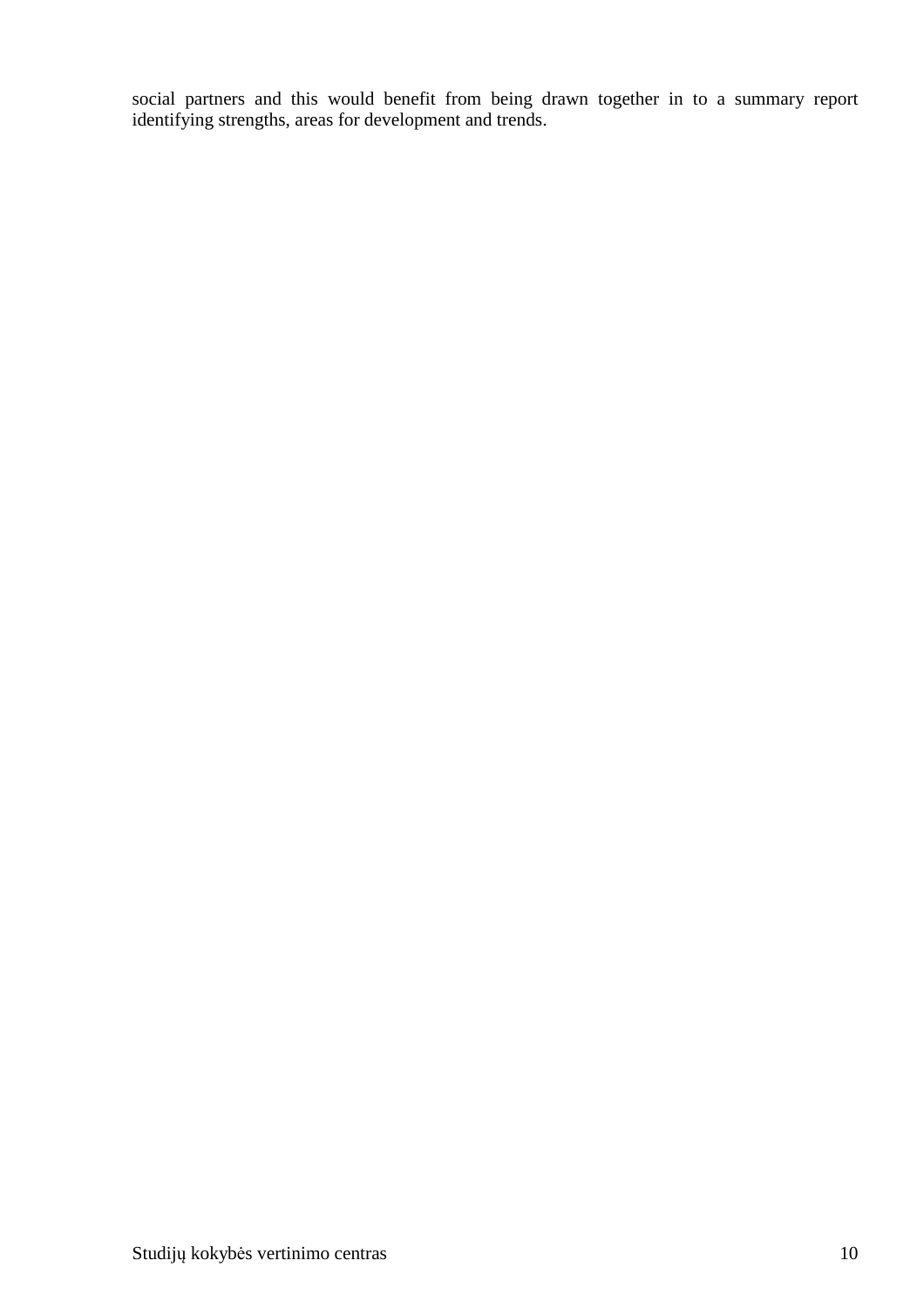social partners and this would benefit from being drawn together in to a summary report identifying strengths, areas for development and trends.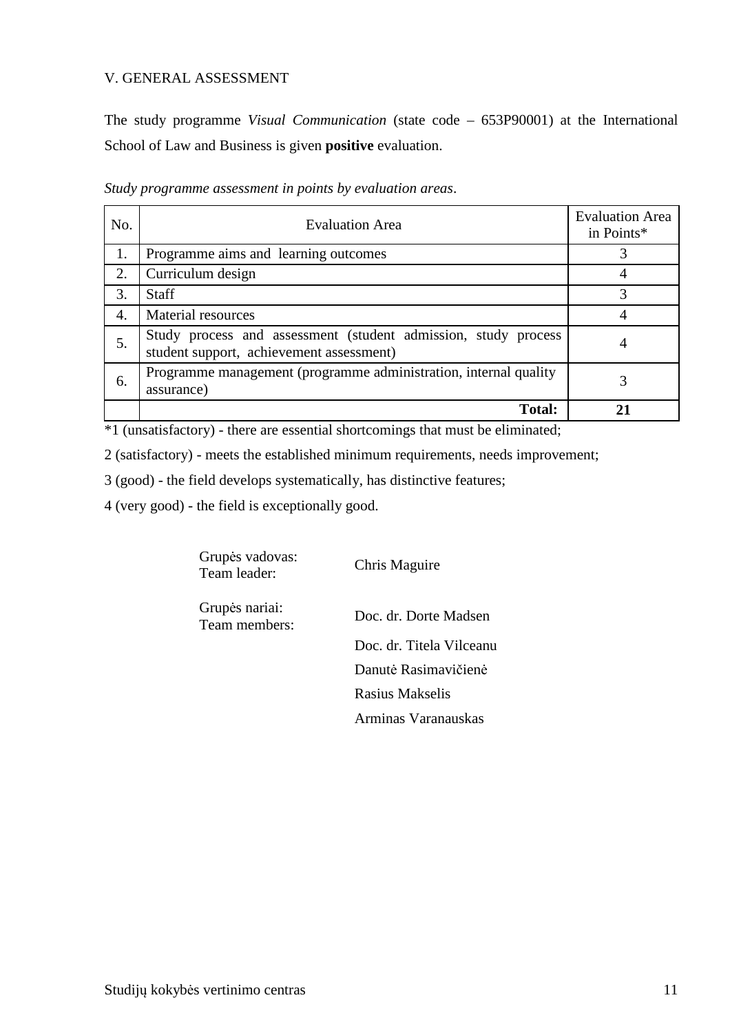## V. GENERAL ASSESSMENT

The study programme *Visual Communication* (state code – 653P90001) at the International School of Law and Business is given **positive** evaluation.

*Study programme assessment in points by evaluation areas*.

| No. | Evaluation Area | Evaluation Area in Points* |
|---|---|---|
| 1. | Programme aims and learning outcomes | 3 |
| 2. | Curriculum design | 4 |
| 3. | Staff | 3 |
| 4. | Material resources | 4 |
| 5. | Study process and assessment (student admission, study process student support, achievement assessment) | 4 |
| 6. | Programme management (programme administration, internal quality assurance) | 3 |
| | **Total:** | **21** |

*1 (unsatisfactory) - there are essential shortcomings that must be eliminated;

2 (satisfactory) - meets the established minimum requirements, needs improvement;

3 (good) - the field develops systematically, has distinctive features;

4 (very good) - the field is exceptionally good.

| | |
|---|---|
| Grupės vadovas:<br>Team leader: | Chris Maguire |
| Grupės nariai:<br>Team members: | Doc. dr. Dorte Madsen |
| | Doc. dr. Titela Vilceanu |
| | Danutė Rasimavičienė |
| | Rasius Makselis |
| | Arminas Varanauskas |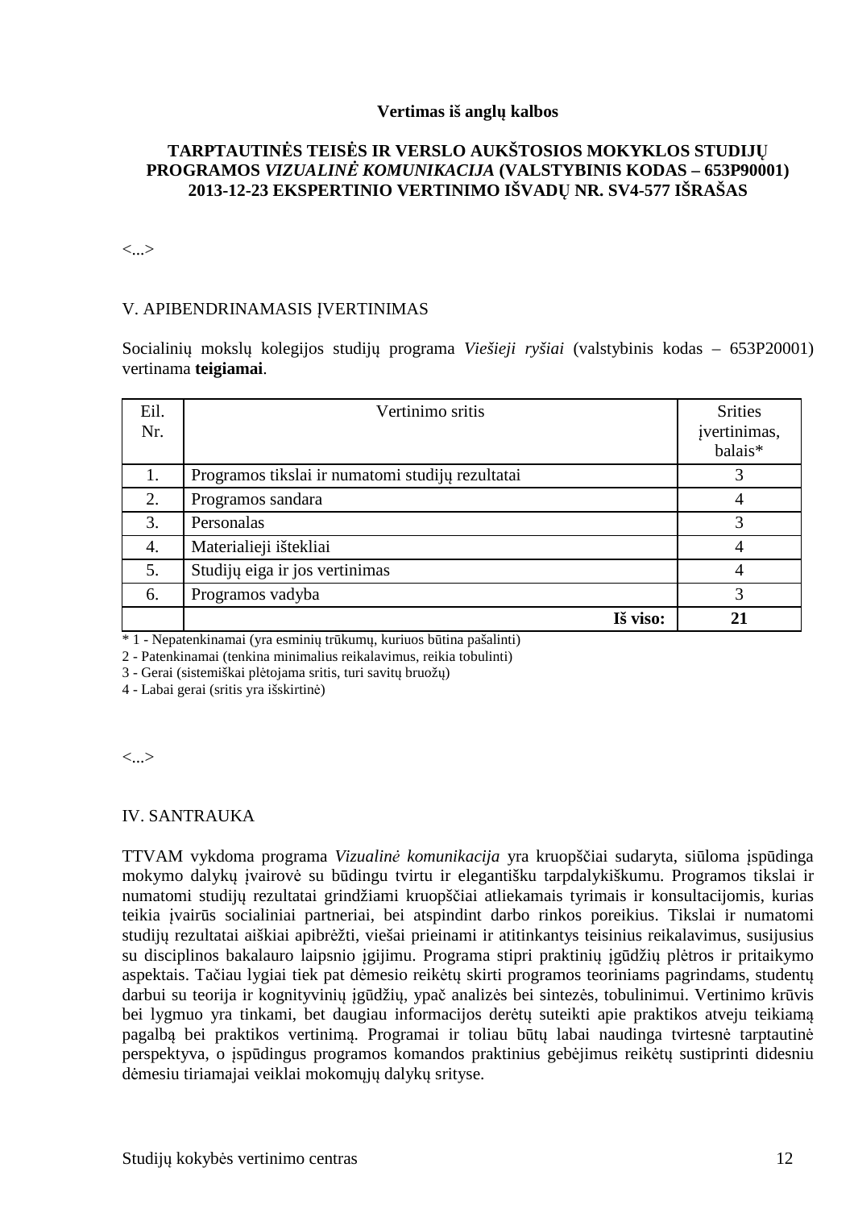**Vertimas iš anglų kalbos**

**TARPTAUTINĖS TEISĖS IR VERSLO AUKŠTOSIOS MOKYKLOS STUDIJŲ PROGRAMOS *VIZUALINĖ KOMUNIKACIJA* (VALSTYBINIS KODAS – 653P90001) 2013-12-23 EKSPERTINIO VERTINIMO IŠVADŲ NR. SV4-577 IŠRAŠAS**

<...>

V. APIBENDRINAMASIS ĮVERTINIMAS

Socialinių mokslų kolegijos studijų programa *Viešieji ryšiai* (valstybinis kodas – 653P20001) vertinama **teigiamai**.

| Eil. Nr. | Vertinimo sritis | Srities įvertinimas, balais* |
|---|---|---|
| 1. | Programos tikslai ir numatomi studijų rezultatai | 3 |
| 2. | Programos sandara | 4 |
| 3. | Personalas | 3 |
| 4. | Materialieji ištekliai | 4 |
| 5. | Studijų eiga ir jos vertinimas | 4 |
| 6. | Programos vadyba | 3 |
| | **Iš viso:** | **21** |

* 1 - Nepatenkinamai (yra esminių trūkumų, kuriuos būtina pašalinti)
2 - Patenkinamai (tenkina minimalius reikalavimus, reikia tobulinti)
3 - Gerai (sistemiškai plėtojama sritis, turi savitų bruožų)
4 - Labai gerai (sritis yra išskirtinė)

<...>

IV. SANTRAUKA

TTVAM vykdoma programa *Vizualinė komunikacija* yra kruopščiai sudaryta, siūloma įspūdinga mokymo dalykų įvairovė su būdingu tvirtu ir elegantišku tarpdalykiškumu. Programos tikslai ir numatomi studijų rezultatai grindžiami kruopščiai atliekamais tyrimais ir konsultacijomis, kurias teikia įvairūs socialiniai partneriai, bei atspindint darbo rinkos poreikius. Tikslai ir numatomi studijų rezultatai aiškiai apibrėžti, viešai prieinami ir atitinkantys teisinius reikalavimus, susijusius su disciplinos bakalauro laipsnio įgijimu. Programa stipri praktinių įgūdžių plėtros ir pritaikymo aspektais. Tačiau lygiai tiek pat dėmesio reikėtų skirti programos teoriniams pagrindams, studentų darbui su teorija ir kognityvinių įgūdžių, ypač analizės bei sintezės, tobulinimui. Vertinimo krūvis bei lygmuo yra tinkami, bet daugiau informacijos derėtų suteikti apie praktikos atveju teikiamą pagalbą bei praktikos vertinimą. Programai ir toliau būtų labai naudinga tvirtesnė tarptautinė perspektyva, o įspūdingus programos komandos praktinius gebėjimus reikėtų sustiprinti didesniu dėmesiu tiriamajai veiklai mokomųjų dalykų srityse.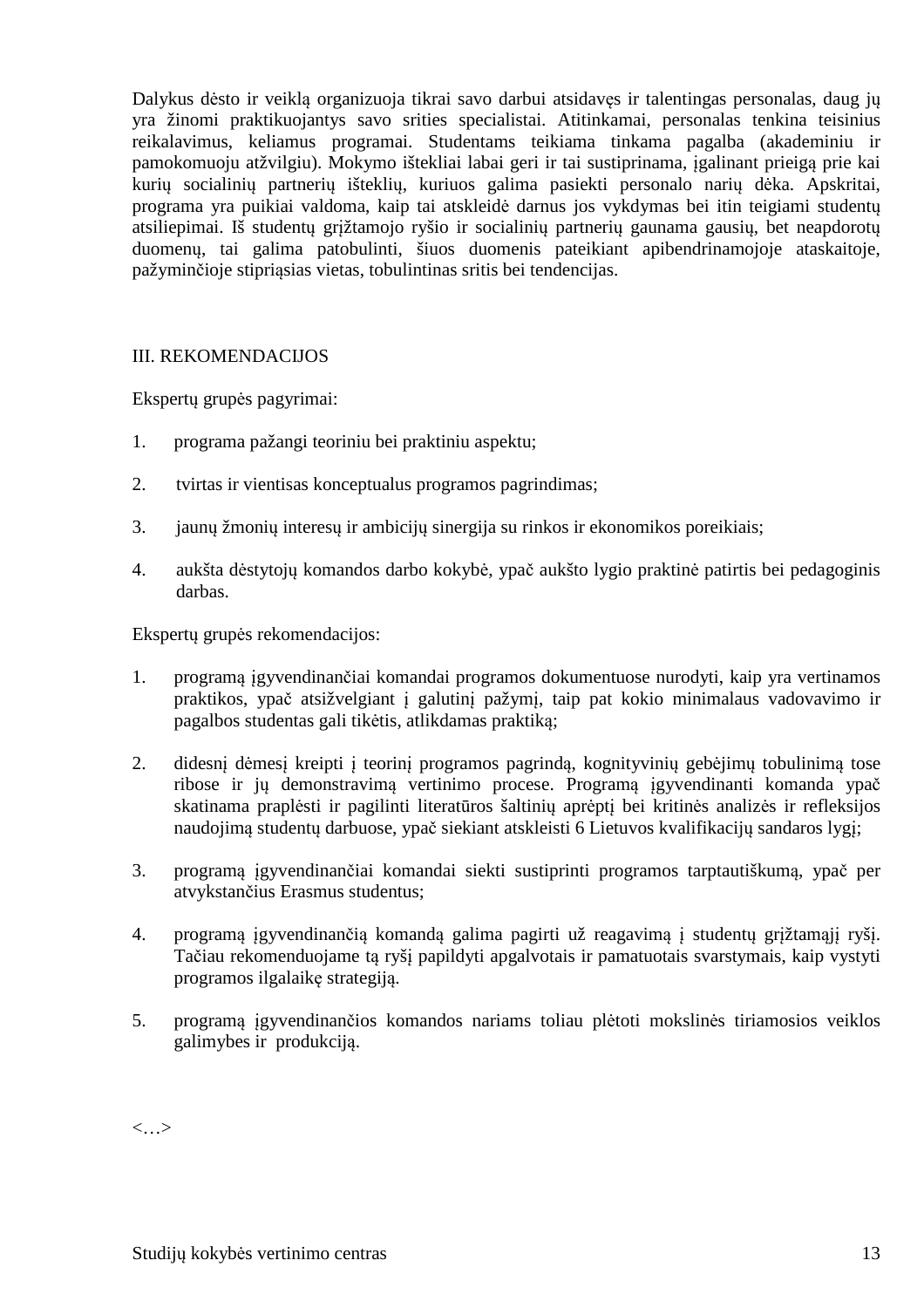Dalykus dėsto ir veiklą organizuoja tikrai savo darbui atsidavęs ir talentingas personalas, daug jų yra žinomi praktikuojantys savo srities specialistai. Atitinkamai, personalas tenkina teisinius reikalavimus, keliamus programai. Studentams teikiama tinkama pagalba (akademiniu ir pamokomuoju atžvilgiu). Mokymo ištekliai labai geri ir tai sustiprinama, įgalinant prieigą prie kai kurių socialinių partnerių išteklių, kuriuos galima pasiekti personalo narių dėka. Apskritai, programa yra puikiai valdoma, kaip tai atskleidė darnus jos vykdymas bei itin teigiami studentų atsiliepimai. Iš studentų grįžtamojo ryšio ir socialinių partnerių gaunama gausių, bet neapdorotų duomenų, tai galima patobulinti, šiuos duomenis pateikiant apibendrinamojoje ataskaitoje, pažyminčioje stipriąsias vietas, tobulintinas sritis bei tendencijas.

## III. REKOMENDACIJOS

Ekspertų grupės pagyrimai:

1. programa pažangi teoriniu bei praktiniu aspektu;
2. tvirtas ir vientisas konceptualus programos pagrindimas;
3. jaunų žmonių interesų ir ambicijų sinergija su rinkos ir ekonomikos poreikiais;
4. aukšta dėstytojų komandos darbo kokybė, ypač aukšto lygio praktinė patirtis bei pedagoginis darbas.

Ekspertų grupės rekomendacijos:

1. programą įgyvendinančiai komandai programos dokumentuose nurodyti, kaip yra vertinamos praktikos, ypač atsižvelgiant į galutinį pažymį, taip pat kokio minimalaus vadovavimo ir pagalbos studentas gali tikėtis, atlikdamas praktiką;
2. didesnį dėmesį kreipti į teorinį programos pagrindą, kognityvinių gebėjimų tobulinimą tose ribose ir jų demonstravimą vertinimo procese. Programą įgyvendinanti komanda ypač skatinama praplėsti ir pagilinti literatūros šaltinių aprėptį bei kritinės analizės ir refleksijos naudojimą studentų darbuose, ypač siekiant atskleisti 6 Lietuvos kvalifikacijų sandaros lygį;
3. programą įgyvendinančiai komandai siekti sustiprinti programos tarptautiškumą, ypač per atvykstančius Erasmus studentus;
4. programą įgyvendinančią komandą galima pagirti už reagavimą į studentų grįžtamąjį ryšį. Tačiau rekomenduojame tą ryšį papildyti apgalvotais ir pamatuotais svarstymais, kaip vystyti programos ilgalaikę strategiją.
5. programą įgyvendinančios komandos nariams toliau plėtoti mokslinės tiriamosios veiklos galimybes ir produkciją.

<…>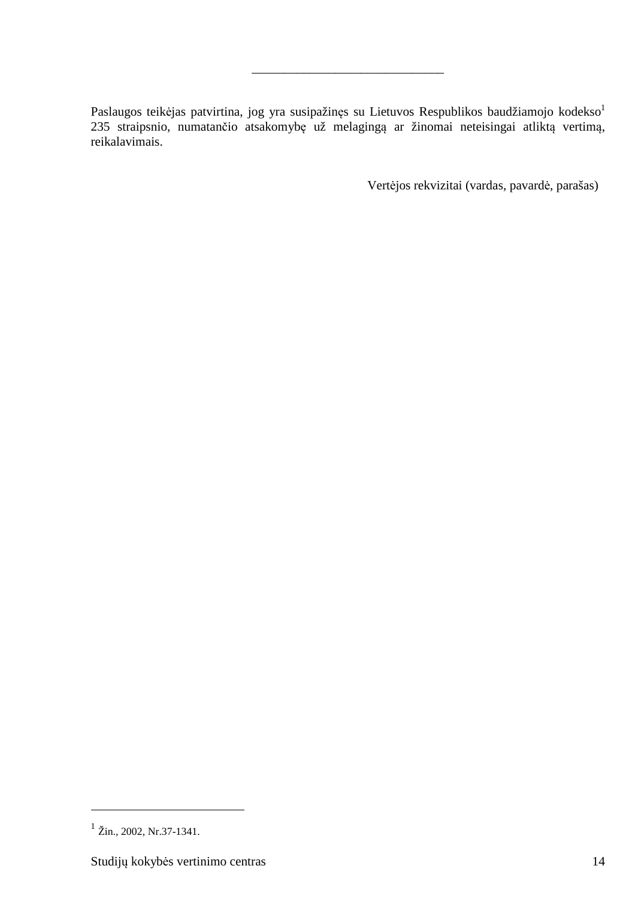\_\_\_\_\_\_\_\_\_\_\_\_\_\_\_\_\_\_\_\_\_\_\_\_\_\_\_\_\_\_

Paslaugos teikėjas patvirtina, jog yra susipažinęs su Lietuvos Respublikos baudžiamojo kodekso[1] 235 straipsnio, numatančio atsakomybę už melagingą ar žinomai neteisingai atliktą vertimą, reikalavimais.

Vertėjos rekvizitai (vardas, pavardė, parašas)

---

[1] Žin., 2002, Nr.37-1341.